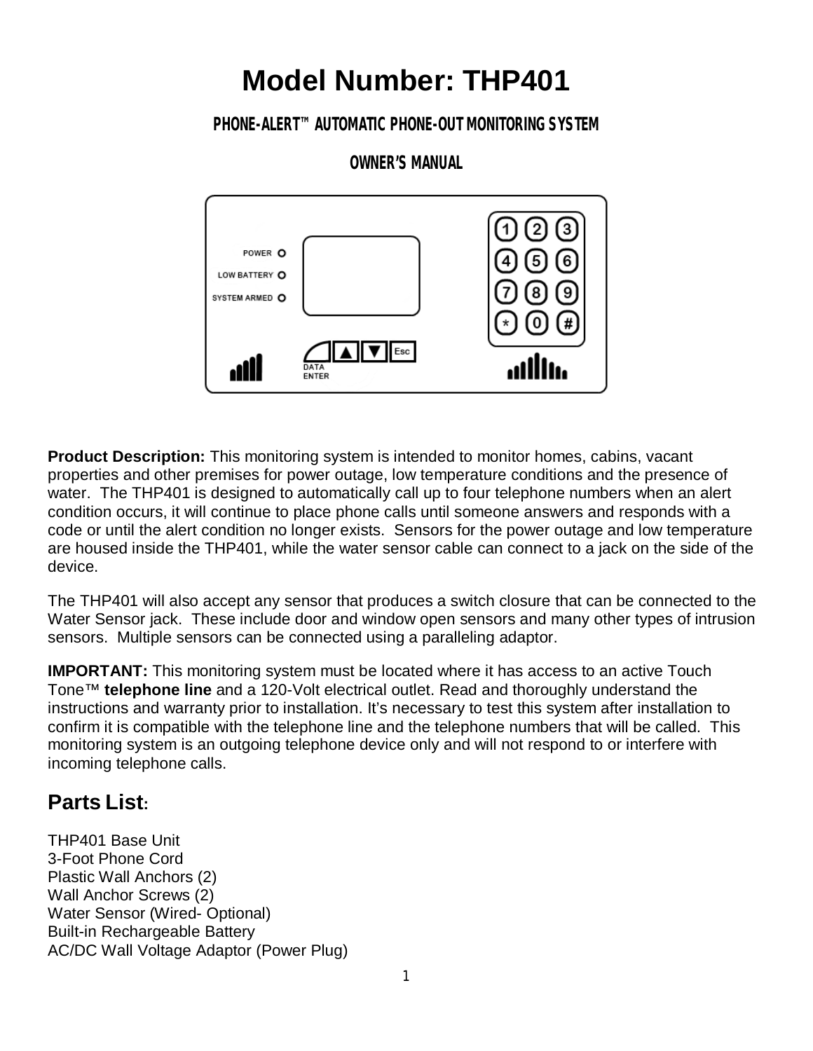# Model Number: THP401

**PHONE-ALERT™ AUTOMATIC PHONE-OUT MONITORING SYSTEM**

**OWNER'S MANUAL**

**Product Description:** This monitoring system is intended to monitor homes, cabins, vacant properties and other premises for power outage, low temperature conditions and the presence of water. The THP401 is designed to automatically call up to four telephone numbers when an alert condition occurs, it will continue to place phone calls until someone answers and responds with a code or until the alert condition no longer exists. Sensors for the power outage and low temperature are housed inside the THP401, while the water sensor cable can connect to a jack on the side of the device.

The THP401 will also accept any sensor that produces a switch closure that can be connected to the Water Sensor jack. These include door and window open sensors and many other types of intrusion sensors. Multiple sensors can be connected using a paralleling adaptor.

**IMPORTANT:** This monitoring system must be located where it has access to an active Touch Tone™ **telephone line** and a 120-Volt electrical outlet. Read and thoroughly understand the instructions and warranty prior to installation. It's necessary to test this system after installation to confirm it is compatible with the telephone line and the telephone numbers that will be called. This monitoring system is an outgoing telephone device only and will not respond to or interfere with incoming telephone calls.

## Parts List:

THP401 Base Unit
3-Foot Phone Cord
Plastic Wall Anchors (2)
Wall Anchor Screws (2)
Water Sensor (Wired- Optional)
Built-in Rechargeable Battery
AC/DC Wall Voltage Adaptor (Power Plug)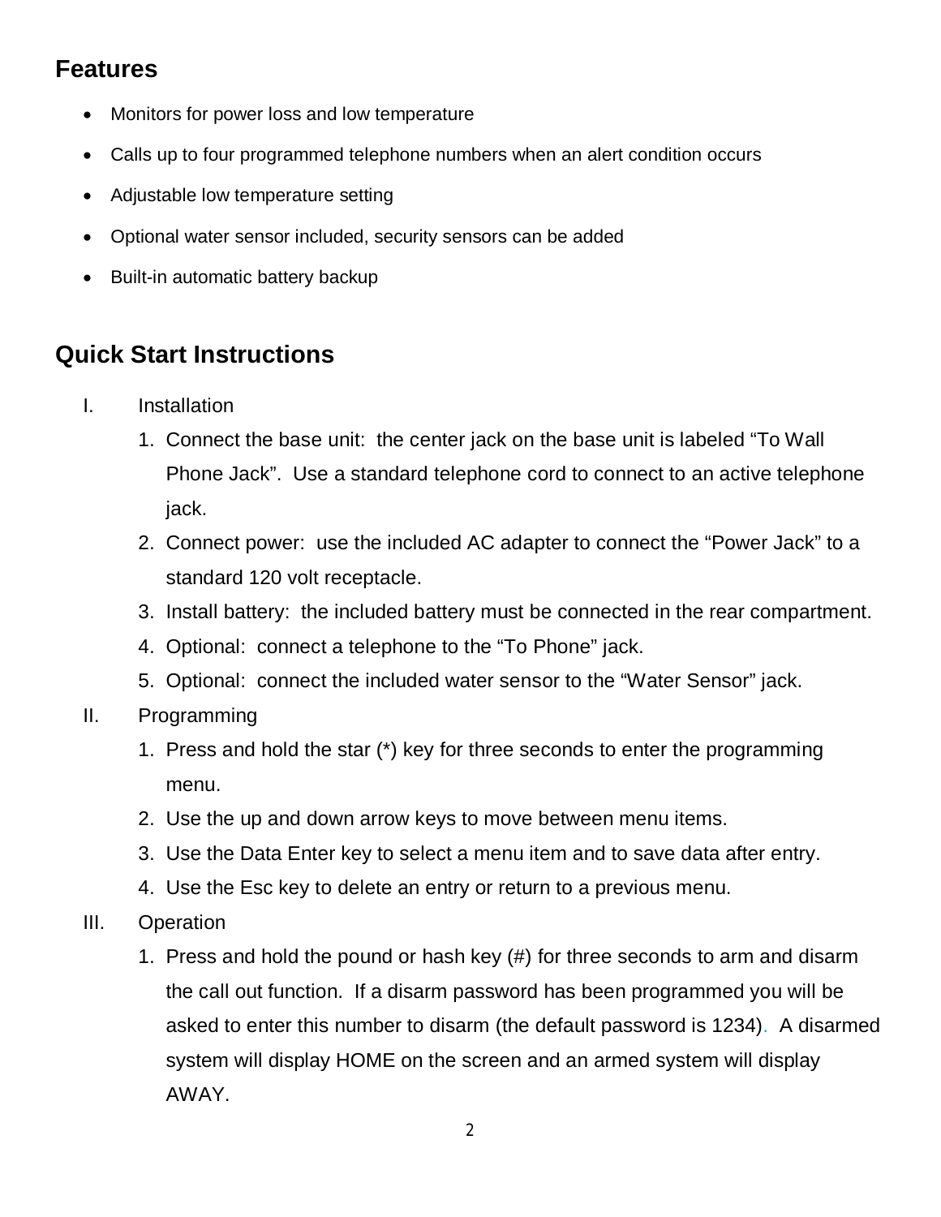## Features

- Monitors for power loss and low temperature
- Calls up to four programmed telephone numbers when an alert condition occurs
- Adjustable low temperature setting
- Optional water sensor included, security sensors can be added
- Built-in automatic battery backup

## Quick Start Instructions

I. Installation

1. Connect the base unit: the center jack on the base unit is labeled “To Wall Phone Jack”. Use a standard telephone cord to connect to an active telephone jack.
2. Connect power: use the included AC adapter to connect the “Power Jack” to a standard 120 volt receptacle.
3. Install battery: the included battery must be connected in the rear compartment.
4. Optional: connect a telephone to the “To Phone” jack.
5. Optional: connect the included water sensor to the “Water Sensor” jack.

II. Programming

1. Press and hold the star (*) key for three seconds to enter the programming menu.
2. Use the up and down arrow keys to move between menu items.
3. Use the Data Enter key to select a menu item and to save data after entry.
4. Use the Esc key to delete an entry or return to a previous menu.

III. Operation

1. Press and hold the pound or hash key (#) for three seconds to arm and disarm the call out function. If a disarm password has been programmed you will be asked to enter this number to disarm (the default password is 1234). A disarmed system will display HOME on the screen and an armed system will display AWAY.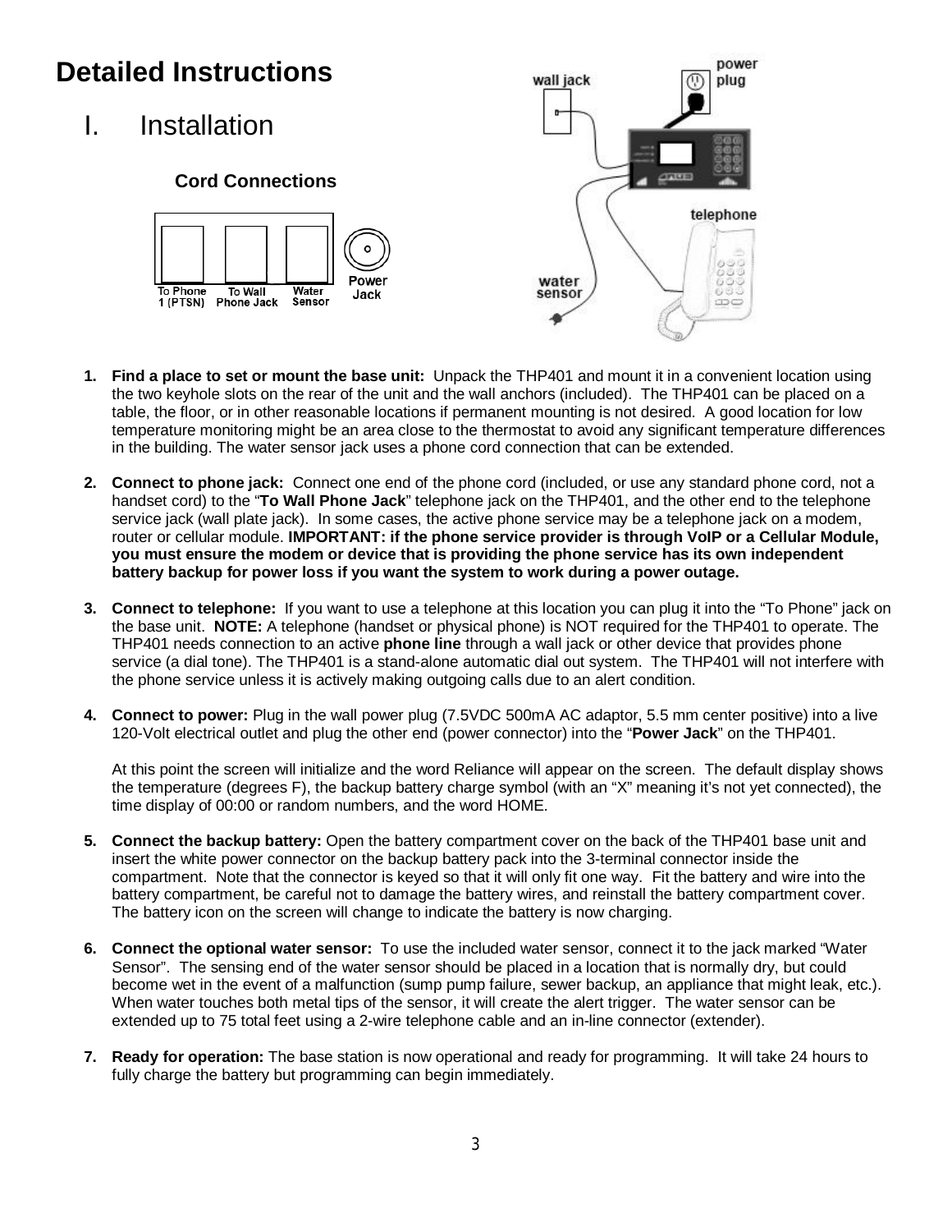# Detailed Instructions

## I. Installation

### Cord Connections

To Phone 1 (PTSN) | To Wall Phone Jack | Water Sensor | Power Jack

1. **Find a place to set or mount the base unit:** Unpack the THP401 and mount it in a convenient location using the two keyhole slots on the rear of the unit and the wall anchors (included). The THP401 can be placed on a table, the floor, or in other reasonable locations if permanent mounting is not desired. A good location for low temperature monitoring might be an area close to the thermostat to avoid any significant temperature differences in the building. The water sensor jack uses a phone cord connection that can be extended.

2. **Connect to phone jack:** Connect one end of the phone cord (included, or use any standard phone cord, not a handset cord) to the "**To Wall Phone Jack**" telephone jack on the THP401, and the other end to the telephone service jack (wall plate jack). In some cases, the active phone service may be a telephone jack on a modem, router or cellular module. **IMPORTANT: if the phone service provider is through VoIP or a Cellular Module, you must ensure the modem or device that is providing the phone service has its own independent battery backup for power loss if you want the system to work during a power outage.**

3. **Connect to telephone:** If you want to use a telephone at this location you can plug it into the "To Phone" jack on the base unit. **NOTE:** A telephone (handset or physical phone) is NOT required for the THP401 to operate. The THP401 needs connection to an active **phone line** through a wall jack or other device that provides phone service (a dial tone). The THP401 is a stand-alone automatic dial out system. The THP401 will not interfere with the phone service unless it is actively making outgoing calls due to an alert condition.

4. **Connect to power:** Plug in the wall power plug (7.5VDC 500mA AC adaptor, 5.5 mm center positive) into a live 120-Volt electrical outlet and plug the other end (power connector) into the "**Power Jack**" on the THP401.

   At this point the screen will initialize and the word Reliance will appear on the screen. The default display shows the temperature (degrees F), the backup battery charge symbol (with an "X" meaning it's not yet connected), the time display of 00:00 or random numbers, and the word HOME.

5. **Connect the backup battery:** Open the battery compartment cover on the back of the THP401 base unit and insert the white power connector on the backup battery pack into the 3-terminal connector inside the compartment. Note that the connector is keyed so that it will only fit one way. Fit the battery and wire into the battery compartment, be careful not to damage the battery wires, and reinstall the battery compartment cover. The battery icon on the screen will change to indicate the battery is now charging.

6. **Connect the optional water sensor:** To use the included water sensor, connect it to the jack marked "Water Sensor". The sensing end of the water sensor should be placed in a location that is normally dry, but could become wet in the event of a malfunction (sump pump failure, sewer backup, an appliance that might leak, etc.). When water touches both metal tips of the sensor, it will create the alert trigger. The water sensor can be extended up to 75 total feet using a 2-wire telephone cable and an in-line connector (extender).

7. **Ready for operation:** The base station is now operational and ready for programming. It will take 24 hours to fully charge the battery but programming can begin immediately.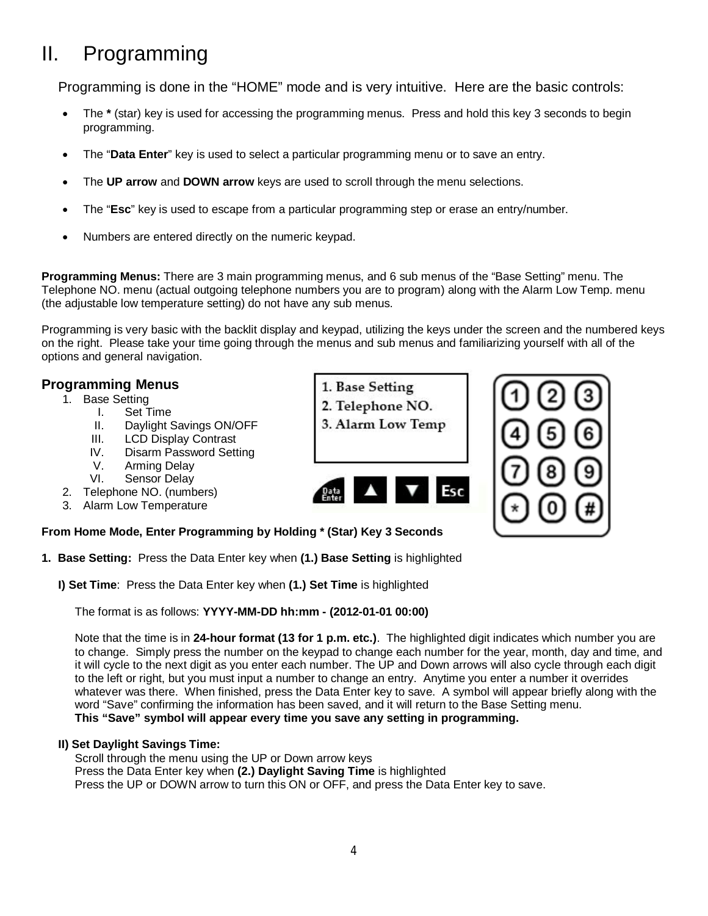# II. Programming

Programming is done in the "HOME" mode and is very intuitive. Here are the basic controls:

- The **\*** (star) key is used for accessing the programming menus. Press and hold this key 3 seconds to begin programming.
- The "**Data Enter**" key is used to select a particular programming menu or to save an entry.
- The **UP arrow** and **DOWN arrow** keys are used to scroll through the menu selections.
- The "**Esc**" key is used to escape from a particular programming step or erase an entry/number.
- Numbers are entered directly on the numeric keypad.

**Programming Menus:** There are 3 main programming menus, and 6 sub menus of the "Base Setting" menu. The Telephone NO. menu (actual outgoing telephone numbers you are to program) along with the Alarm Low Temp. menu (the adjustable low temperature setting) do not have any sub menus.

Programming is very basic with the backlit display and keypad, utilizing the keys under the screen and the numbered keys on the right. Please take your time going through the menus and sub menus and familiarizing yourself with all of the options and general navigation.

## Programming Menus

1. Base Setting
   - I. Set Time
   - II. Daylight Savings ON/OFF
   - III. LCD Display Contrast
   - IV. Disarm Password Setting
   - V. Arming Delay
   - VI. Sensor Delay
2. Telephone NO. (numbers)
3. Alarm Low Temperature

1. Base Setting
2. Telephone NO.
3. Alarm Low Temp

Data Enter ▲ ▼ Esc

1 2 3
4 5 6
7 8 9
* 0 #

**From Home Mode, Enter Programming by Holding * (Star) Key 3 Seconds**

**1. Base Setting:** Press the Data Enter key when **(1.) Base Setting** is highlighted

**I) Set Time**: Press the Data Enter key when **(1.) Set Time** is highlighted

The format is as follows: **YYYY-MM-DD hh:mm - (2012-01-01 00:00)**

Note that the time is in **24-hour format (13 for 1 p.m. etc.)**. The highlighted digit indicates which number you are to change. Simply press the number on the keypad to change each number for the year, month, day and time, and it will cycle to the next digit as you enter each number. The UP and Down arrows will also cycle through each digit to the left or right, but you must input a number to change an entry. Anytime you enter a number it overrides whatever was there. When finished, press the Data Enter key to save. A symbol will appear briefly along with the word "Save" confirming the information has been saved, and it will return to the Base Setting menu.
**This "Save" symbol will appear every time you save any setting in programming.**

**II) Set Daylight Savings Time:**
Scroll through the menu using the UP or Down arrow keys
Press the Data Enter key when **(2.) Daylight Saving Time** is highlighted
Press the UP or DOWN arrow to turn this ON or OFF, and press the Data Enter key to save.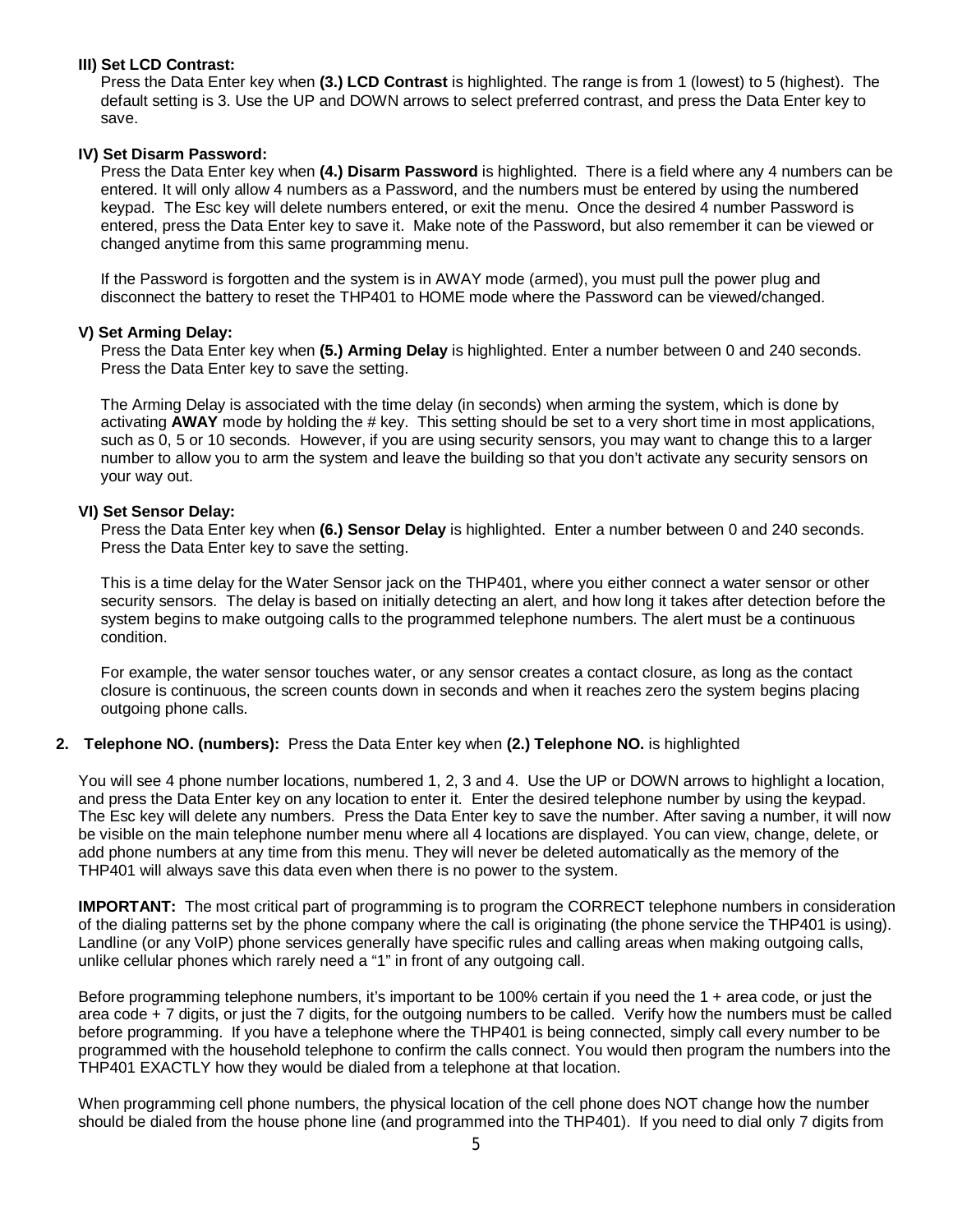**III) Set LCD Contrast:**

Press the Data Enter key when **(3.) LCD Contrast** is highlighted. The range is from 1 (lowest) to 5 (highest). The default setting is 3. Use the UP and DOWN arrows to select preferred contrast, and press the Data Enter key to save.

**IV) Set Disarm Password:**

Press the Data Enter key when **(4.) Disarm Password** is highlighted. There is a field where any 4 numbers can be entered. It will only allow 4 numbers as a Password, and the numbers must be entered by using the numbered keypad. The Esc key will delete numbers entered, or exit the menu. Once the desired 4 number Password is entered, press the Data Enter key to save it. Make note of the Password, but also remember it can be viewed or changed anytime from this same programming menu.

If the Password is forgotten and the system is in AWAY mode (armed), you must pull the power plug and disconnect the battery to reset the THP401 to HOME mode where the Password can be viewed/changed.

**V) Set Arming Delay:**

Press the Data Enter key when **(5.) Arming Delay** is highlighted. Enter a number between 0 and 240 seconds. Press the Data Enter key to save the setting.

The Arming Delay is associated with the time delay (in seconds) when arming the system, which is done by activating **AWAY** mode by holding the # key. This setting should be set to a very short time in most applications, such as 0, 5 or 10 seconds. However, if you are using security sensors, you may want to change this to a larger number to allow you to arm the system and leave the building so that you don't activate any security sensors on your way out.

**VI) Set Sensor Delay:**

Press the Data Enter key when **(6.) Sensor Delay** is highlighted. Enter a number between 0 and 240 seconds. Press the Data Enter key to save the setting.

This is a time delay for the Water Sensor jack on the THP401, where you either connect a water sensor or other security sensors. The delay is based on initially detecting an alert, and how long it takes after detection before the system begins to make outgoing calls to the programmed telephone numbers. The alert must be a continuous condition.

For example, the water sensor touches water, or any sensor creates a contact closure, as long as the contact closure is continuous, the screen counts down in seconds and when it reaches zero the system begins placing outgoing phone calls.

2. **Telephone NO. (numbers):** Press the Data Enter key when **(2.) Telephone NO.** is highlighted

You will see 4 phone number locations, numbered 1, 2, 3 and 4. Use the UP or DOWN arrows to highlight a location, and press the Data Enter key on any location to enter it. Enter the desired telephone number by using the keypad. The Esc key will delete any numbers. Press the Data Enter key to save the number. After saving a number, it will now be visible on the main telephone number menu where all 4 locations are displayed. You can view, change, delete, or add phone numbers at any time from this menu. They will never be deleted automatically as the memory of the THP401 will always save this data even when there is no power to the system.

**IMPORTANT:** The most critical part of programming is to program the CORRECT telephone numbers in consideration of the dialing patterns set by the phone company where the call is originating (the phone service the THP401 is using). Landline (or any VoIP) phone services generally have specific rules and calling areas when making outgoing calls, unlike cellular phones which rarely need a "1" in front of any outgoing call.

Before programming telephone numbers, it's important to be 100% certain if you need the 1 + area code, or just the area code + 7 digits, or just the 7 digits, for the outgoing numbers to be called. Verify how the numbers must be called before programming. If you have a telephone where the THP401 is being connected, simply call every number to be programmed with the household telephone to confirm the calls connect. You would then program the numbers into the THP401 EXACTLY how they would be dialed from a telephone at that location.

When programming cell phone numbers, the physical location of the cell phone does NOT change how the number should be dialed from the house phone line (and programmed into the THP401). If you need to dial only 7 digits from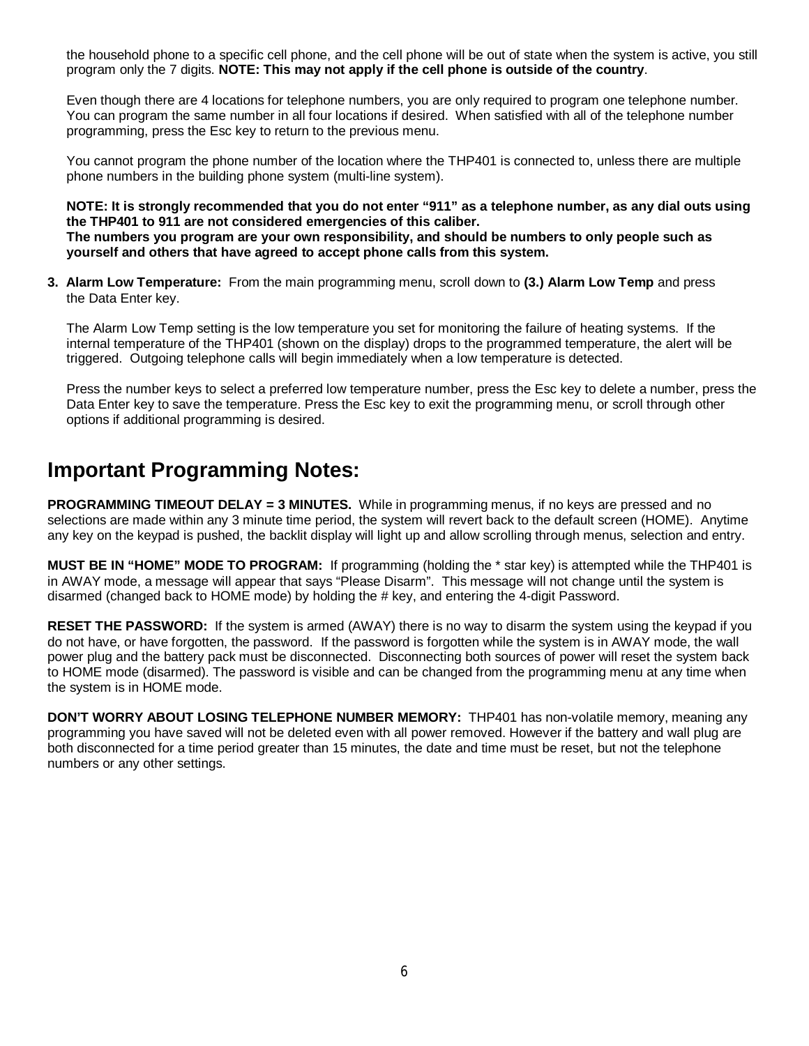the household phone to a specific cell phone, and the cell phone will be out of state when the system is active, you still program only the 7 digits. **NOTE: This may not apply if the cell phone is outside of the country**.

Even though there are 4 locations for telephone numbers, you are only required to program one telephone number. You can program the same number in all four locations if desired. When satisfied with all of the telephone number programming, press the Esc key to return to the previous menu.

You cannot program the phone number of the location where the THP401 is connected to, unless there are multiple phone numbers in the building phone system (multi-line system).

**NOTE: It is strongly recommended that you do not enter "911" as a telephone number, as any dial outs using the THP401 to 911 are not considered emergencies of this caliber.**
**The numbers you program are your own responsibility, and should be numbers to only people such as yourself and others that have agreed to accept phone calls from this system.**

3. **Alarm Low Temperature:** From the main programming menu, scroll down to **(3.) Alarm Low Temp** and press the Data Enter key.

   The Alarm Low Temp setting is the low temperature you set for monitoring the failure of heating systems. If the internal temperature of the THP401 (shown on the display) drops to the programmed temperature, the alert will be triggered. Outgoing telephone calls will begin immediately when a low temperature is detected.

   Press the number keys to select a preferred low temperature number, press the Esc key to delete a number, press the Data Enter key to save the temperature. Press the Esc key to exit the programming menu, or scroll through other options if additional programming is desired.

# Important Programming Notes:

**PROGRAMMING TIMEOUT DELAY = 3 MINUTES.** While in programming menus, if no keys are pressed and no selections are made within any 3 minute time period, the system will revert back to the default screen (HOME). Anytime any key on the keypad is pushed, the backlit display will light up and allow scrolling through menus, selection and entry.

**MUST BE IN "HOME" MODE TO PROGRAM:** If programming (holding the * star key) is attempted while the THP401 is in AWAY mode, a message will appear that says "Please Disarm". This message will not change until the system is disarmed (changed back to HOME mode) by holding the # key, and entering the 4-digit Password.

**RESET THE PASSWORD:** If the system is armed (AWAY) there is no way to disarm the system using the keypad if you do not have, or have forgotten, the password. If the password is forgotten while the system is in AWAY mode, the wall power plug and the battery pack must be disconnected. Disconnecting both sources of power will reset the system back to HOME mode (disarmed). The password is visible and can be changed from the programming menu at any time when the system is in HOME mode.

**DON'T WORRY ABOUT LOSING TELEPHONE NUMBER MEMORY:** THP401 has non-volatile memory, meaning any programming you have saved will not be deleted even with all power removed. However if the battery and wall plug are both disconnected for a time period greater than 15 minutes, the date and time must be reset, but not the telephone numbers or any other settings.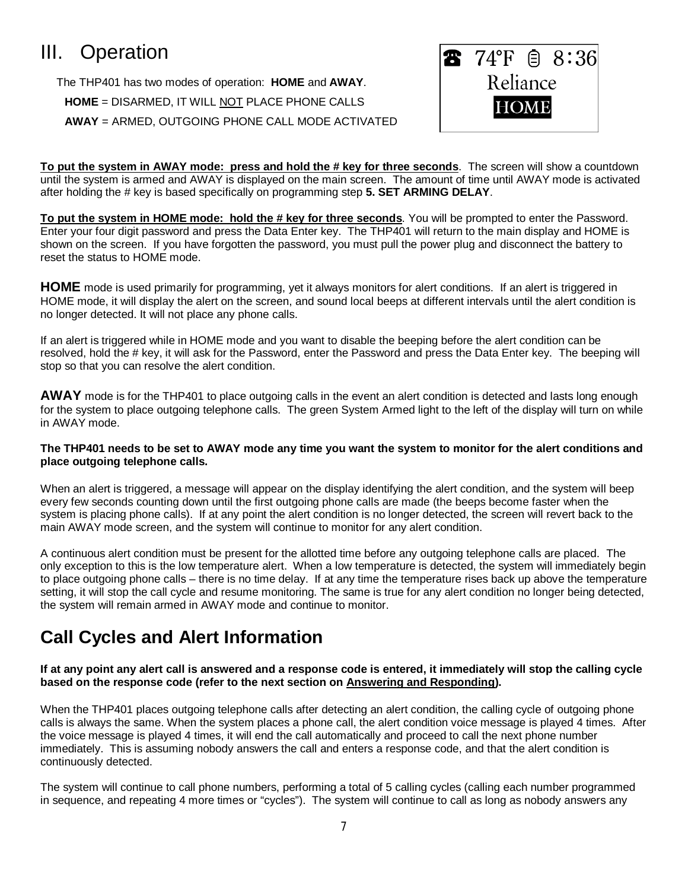# III. Operation

The THP401 has two modes of operation: **HOME** and **AWAY**.

**HOME** = DISARMED, IT WILL NOT PLACE PHONE CALLS

**AWAY** = ARMED, OUTGOING PHONE CALL MODE ACTIVATED

☎ 74°F 8:36
Reliance
HOME

**To put the system in AWAY mode: press and hold the # key for three seconds**. The screen will show a countdown until the system is armed and AWAY is displayed on the main screen. The amount of time until AWAY mode is activated after holding the # key is based specifically on programming step **5. SET ARMING DELAY**.

**To put the system in HOME mode: hold the # key for three seconds**. You will be prompted to enter the Password. Enter your four digit password and press the Data Enter key. The THP401 will return to the main display and HOME is shown on the screen. If you have forgotten the password, you must pull the power plug and disconnect the battery to reset the status to HOME mode.

**HOME** mode is used primarily for programming, yet it always monitors for alert conditions. If an alert is triggered in HOME mode, it will display the alert on the screen, and sound local beeps at different intervals until the alert condition is no longer detected. It will not place any phone calls.

If an alert is triggered while in HOME mode and you want to disable the beeping before the alert condition can be resolved, hold the # key, it will ask for the Password, enter the Password and press the Data Enter key. The beeping will stop so that you can resolve the alert condition.

**AWAY** mode is for the THP401 to place outgoing calls in the event an alert condition is detected and lasts long enough for the system to place outgoing telephone calls. The green System Armed light to the left of the display will turn on while in AWAY mode.

**The THP401 needs to be set to AWAY mode any time you want the system to monitor for the alert conditions and place outgoing telephone calls.**

When an alert is triggered, a message will appear on the display identifying the alert condition, and the system will beep every few seconds counting down until the first outgoing phone calls are made (the beeps become faster when the system is placing phone calls). If at any point the alert condition is no longer detected, the screen will revert back to the main AWAY mode screen, and the system will continue to monitor for any alert condition.

A continuous alert condition must be present for the allotted time before any outgoing telephone calls are placed. The only exception to this is the low temperature alert. When a low temperature is detected, the system will immediately begin to place outgoing phone calls – there is no time delay. If at any time the temperature rises back up above the temperature setting, it will stop the call cycle and resume monitoring. The same is true for any alert condition no longer being detected, the system will remain armed in AWAY mode and continue to monitor.

## Call Cycles and Alert Information

**If at any point any alert call is answered and a response code is entered, it immediately will stop the calling cycle based on the response code (refer to the next section on Answering and Responding).**

When the THP401 places outgoing telephone calls after detecting an alert condition, the calling cycle of outgoing phone calls is always the same. When the system places a phone call, the alert condition voice message is played 4 times. After the voice message is played 4 times, it will end the call automatically and proceed to call the next phone number immediately. This is assuming nobody answers the call and enters a response code, and that the alert condition is continuously detected.

The system will continue to call phone numbers, performing a total of 5 calling cycles (calling each number programmed in sequence, and repeating 4 more times or "cycles"). The system will continue to call as long as nobody answers any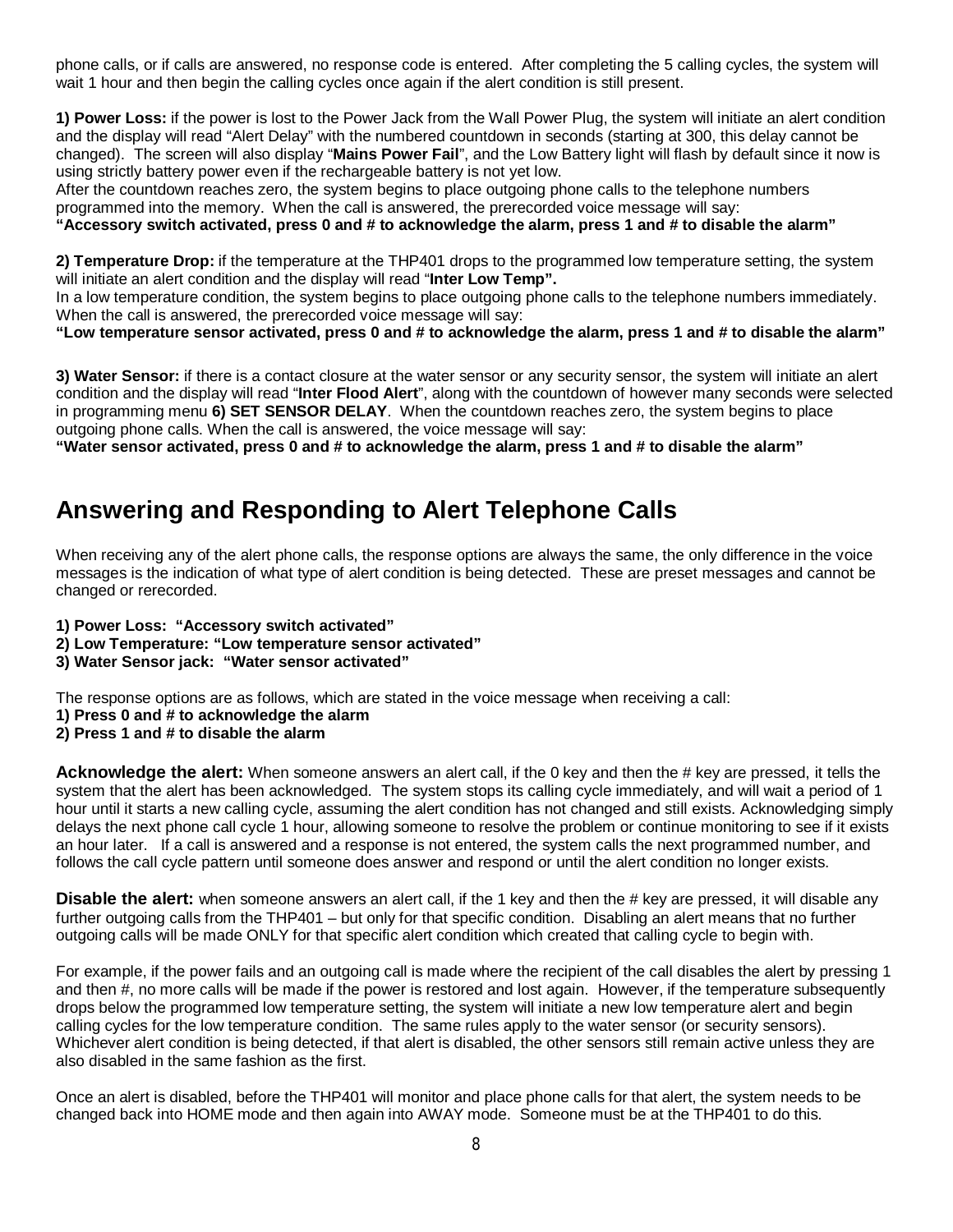phone calls, or if calls are answered, no response code is entered. After completing the 5 calling cycles, the system will wait 1 hour and then begin the calling cycles once again if the alert condition is still present.

**1) Power Loss:** if the power is lost to the Power Jack from the Wall Power Plug, the system will initiate an alert condition and the display will read "Alert Delay" with the numbered countdown in seconds (starting at 300, this delay cannot be changed). The screen will also display "**Mains Power Fail**", and the Low Battery light will flash by default since it now is using strictly battery power even if the rechargeable battery is not yet low.
After the countdown reaches zero, the system begins to place outgoing phone calls to the telephone numbers programmed into the memory. When the call is answered, the prerecorded voice message will say:
**"Accessory switch activated, press 0 and # to acknowledge the alarm, press 1 and # to disable the alarm"**

**2) Temperature Drop:** if the temperature at the THP401 drops to the programmed low temperature setting, the system will initiate an alert condition and the display will read "**Inter Low Temp".**
In a low temperature condition, the system begins to place outgoing phone calls to the telephone numbers immediately. When the call is answered, the prerecorded voice message will say:
**"Low temperature sensor activated, press 0 and # to acknowledge the alarm, press 1 and # to disable the alarm"**

**3) Water Sensor:** if there is a contact closure at the water sensor or any security sensor, the system will initiate an alert condition and the display will read "**Inter Flood Alert**", along with the countdown of however many seconds were selected in programming menu **6) SET SENSOR DELAY**. When the countdown reaches zero, the system begins to place outgoing phone calls. When the call is answered, the voice message will say:
**"Water sensor activated, press 0 and # to acknowledge the alarm, press 1 and # to disable the alarm"**

## Answering and Responding to Alert Telephone Calls

When receiving any of the alert phone calls, the response options are always the same, the only difference in the voice messages is the indication of what type of alert condition is being detected. These are preset messages and cannot be changed or rerecorded.

**1) Power Loss: "Accessory switch activated"**
**2) Low Temperature: "Low temperature sensor activated"**
**3) Water Sensor jack: "Water sensor activated"**

The response options are as follows, which are stated in the voice message when receiving a call:
**1) Press 0 and # to acknowledge the alarm**
**2) Press 1 and # to disable the alarm**

**Acknowledge the alert:** When someone answers an alert call, if the 0 key and then the # key are pressed, it tells the system that the alert has been acknowledged. The system stops its calling cycle immediately, and will wait a period of 1 hour until it starts a new calling cycle, assuming the alert condition has not changed and still exists. Acknowledging simply delays the next phone call cycle 1 hour, allowing someone to resolve the problem or continue monitoring to see if it exists an hour later. If a call is answered and a response is not entered, the system calls the next programmed number, and follows the call cycle pattern until someone does answer and respond or until the alert condition no longer exists.

**Disable the alert:** when someone answers an alert call, if the 1 key and then the # key are pressed, it will disable any further outgoing calls from the THP401 – but only for that specific condition. Disabling an alert means that no further outgoing calls will be made ONLY for that specific alert condition which created that calling cycle to begin with.

For example, if the power fails and an outgoing call is made where the recipient of the call disables the alert by pressing 1 and then #, no more calls will be made if the power is restored and lost again. However, if the temperature subsequently drops below the programmed low temperature setting, the system will initiate a new low temperature alert and begin calling cycles for the low temperature condition. The same rules apply to the water sensor (or security sensors). Whichever alert condition is being detected, if that alert is disabled, the other sensors still remain active unless they are also disabled in the same fashion as the first.

Once an alert is disabled, before the THP401 will monitor and place phone calls for that alert, the system needs to be changed back into HOME mode and then again into AWAY mode. Someone must be at the THP401 to do this.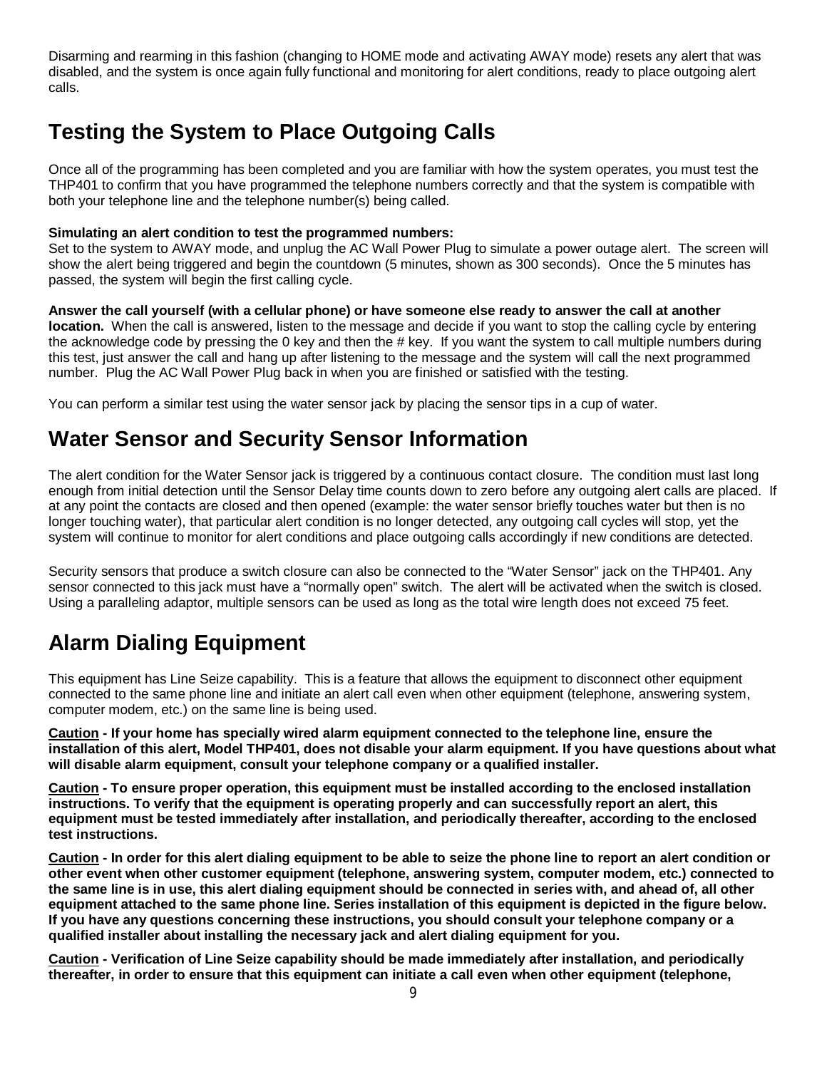Disarming and rearming in this fashion (changing to HOME mode and activating AWAY mode) resets any alert that was disabled, and the system is once again fully functional and monitoring for alert conditions, ready to place outgoing alert calls.

## Testing the System to Place Outgoing Calls

Once all of the programming has been completed and you are familiar with how the system operates, you must test the THP401 to confirm that you have programmed the telephone numbers correctly and that the system is compatible with both your telephone line and the telephone number(s) being called.

**Simulating an alert condition to test the programmed numbers:**
Set to the system to AWAY mode, and unplug the AC Wall Power Plug to simulate a power outage alert. The screen will show the alert being triggered and begin the countdown (5 minutes, shown as 300 seconds). Once the 5 minutes has passed, the system will begin the first calling cycle.

**Answer the call yourself (with a cellular phone) or have someone else ready to answer the call at another location.** When the call is answered, listen to the message and decide if you want to stop the calling cycle by entering the acknowledge code by pressing the 0 key and then the # key. If you want the system to call multiple numbers during this test, just answer the call and hang up after listening to the message and the system will call the next programmed number. Plug the AC Wall Power Plug back in when you are finished or satisfied with the testing.

You can perform a similar test using the water sensor jack by placing the sensor tips in a cup of water.

## Water Sensor and Security Sensor Information

The alert condition for the Water Sensor jack is triggered by a continuous contact closure. The condition must last long enough from initial detection until the Sensor Delay time counts down to zero before any outgoing alert calls are placed. If at any point the contacts are closed and then opened (example: the water sensor briefly touches water but then is no longer touching water), that particular alert condition is no longer detected, any outgoing call cycles will stop, yet the system will continue to monitor for alert conditions and place outgoing calls accordingly if new conditions are detected.

Security sensors that produce a switch closure can also be connected to the "Water Sensor" jack on the THP401. Any sensor connected to this jack must have a "normally open" switch. The alert will be activated when the switch is closed. Using a paralleling adaptor, multiple sensors can be used as long as the total wire length does not exceed 75 feet.

## Alarm Dialing Equipment

This equipment has Line Seize capability. This is a feature that allows the equipment to disconnect other equipment connected to the same phone line and initiate an alert call even when other equipment (telephone, answering system, computer modem, etc.) on the same line is being used.

**<u>Caution</u> - If your home has specially wired alarm equipment connected to the telephone line, ensure the installation of this alert, Model THP401, does not disable your alarm equipment. If you have questions about what will disable alarm equipment, consult your telephone company or a qualified installer.**

**<u>Caution</u> - To ensure proper operation, this equipment must be installed according to the enclosed installation instructions. To verify that the equipment is operating properly and can successfully report an alert, this equipment must be tested immediately after installation, and periodically thereafter, according to the enclosed test instructions.**

**<u>Caution</u> - In order for this alert dialing equipment to be able to seize the phone line to report an alert condition or other event when other customer equipment (telephone, answering system, computer modem, etc.) connected to the same line is in use, this alert dialing equipment should be connected in series with, and ahead of, all other equipment attached to the same phone line. Series installation of this equipment is depicted in the figure below. If you have any questions concerning these instructions, you should consult your telephone company or a qualified installer about installing the necessary jack and alert dialing equipment for you.**

**<u>Caution</u> - Verification of Line Seize capability should be made immediately after installation, and periodically thereafter, in order to ensure that this equipment can initiate a call even when other equipment (telephone,**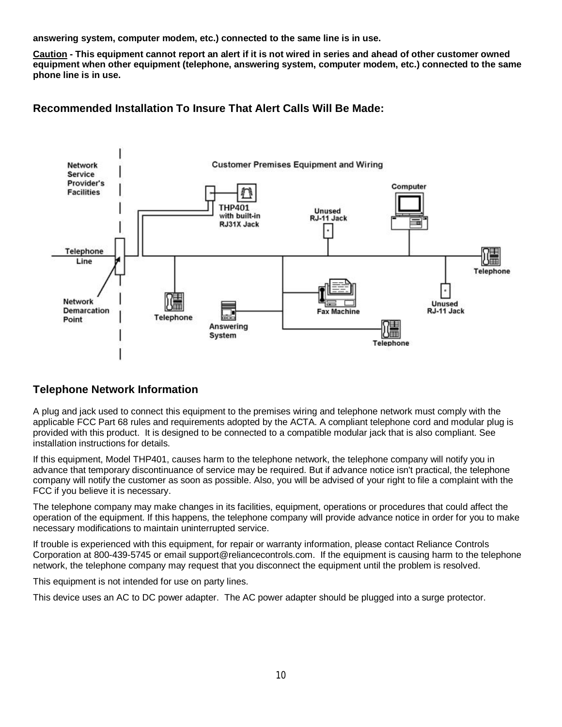**answering system, computer modem, etc.) connected to the same line is in use.**

**__Caution__ - This equipment cannot report an alert if it is not wired in series and ahead of other customer owned equipment when other equipment (telephone, answering system, computer modem, etc.) connected to the same phone line is in use.**

### Recommended Installation To Insure That Alert Calls Will Be Made:

Network Service Provider's Facilities

Customer Premises Equipment and Wiring

Telephone Line

Network Demarcation Point

THP401 with built-in RJ31X Jack

Unused RJ-11 Jack

Computer

Telephone

Telephone

Answering System

Fax Machine

Unused RJ-11 Jack

Telephone

### Telephone Network Information

A plug and jack used to connect this equipment to the premises wiring and telephone network must comply with the applicable FCC Part 68 rules and requirements adopted by the ACTA. A compliant telephone cord and modular plug is provided with this product. It is designed to be connected to a compatible modular jack that is also compliant. See installation instructions for details.

If this equipment, Model THP401, causes harm to the telephone network, the telephone company will notify you in advance that temporary discontinuance of service may be required. But if advance notice isn't practical, the telephone company will notify the customer as soon as possible. Also, you will be advised of your right to file a complaint with the FCC if you believe it is necessary.

The telephone company may make changes in its facilities, equipment, operations or procedures that could affect the operation of the equipment. If this happens, the telephone company will provide advance notice in order for you to make necessary modifications to maintain uninterrupted service.

If trouble is experienced with this equipment, for repair or warranty information, please contact Reliance Controls Corporation at 800-439-5745 or email support@reliancecontrols.com. If the equipment is causing harm to the telephone network, the telephone company may request that you disconnect the equipment until the problem is resolved.

This equipment is not intended for use on party lines.

This device uses an AC to DC power adapter. The AC power adapter should be plugged into a surge protector.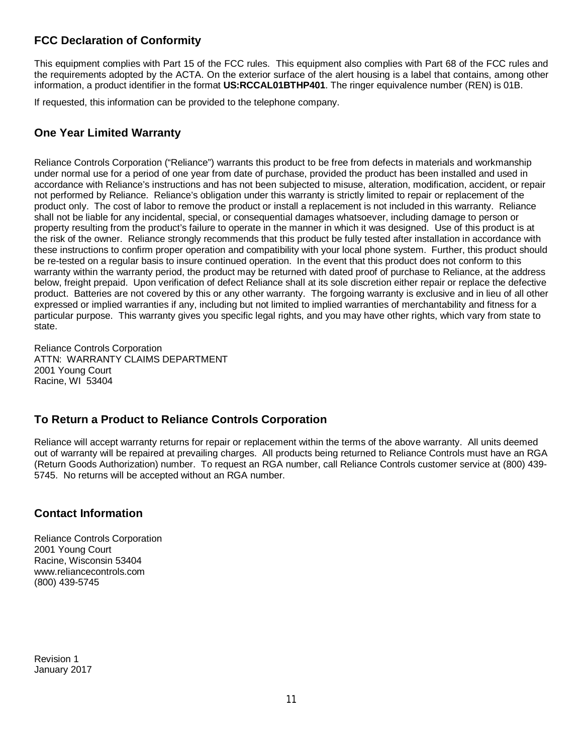## FCC Declaration of Conformity

This equipment complies with Part 15 of the FCC rules. This equipment also complies with Part 68 of the FCC rules and the requirements adopted by the ACTA. On the exterior surface of the alert housing is a label that contains, among other information, a product identifier in the format **US:RCCAL01BTHP401**. The ringer equivalence number (REN) is 01B.

If requested, this information can be provided to the telephone company.

## One Year Limited Warranty

Reliance Controls Corporation ("Reliance") warrants this product to be free from defects in materials and workmanship under normal use for a period of one year from date of purchase, provided the product has been installed and used in accordance with Reliance's instructions and has not been subjected to misuse, alteration, modification, accident, or repair not performed by Reliance. Reliance's obligation under this warranty is strictly limited to repair or replacement of the product only. The cost of labor to remove the product or install a replacement is not included in this warranty. Reliance shall not be liable for any incidental, special, or consequential damages whatsoever, including damage to person or property resulting from the product's failure to operate in the manner in which it was designed. Use of this product is at the risk of the owner. Reliance strongly recommends that this product be fully tested after installation in accordance with these instructions to confirm proper operation and compatibility with your local phone system. Further, this product should be re-tested on a regular basis to insure continued operation. In the event that this product does not conform to this warranty within the warranty period, the product may be returned with dated proof of purchase to Reliance, at the address below, freight prepaid. Upon verification of defect Reliance shall at its sole discretion either repair or replace the defective product. Batteries are not covered by this or any other warranty. The forgoing warranty is exclusive and in lieu of all other expressed or implied warranties if any, including but not limited to implied warranties of merchantability and fitness for a particular purpose. This warranty gives you specific legal rights, and you may have other rights, which vary from state to state.

Reliance Controls Corporation
ATTN: WARRANTY CLAIMS DEPARTMENT
2001 Young Court
Racine, WI 53404

## To Return a Product to Reliance Controls Corporation

Reliance will accept warranty returns for repair or replacement within the terms of the above warranty. All units deemed out of warranty will be repaired at prevailing charges. All products being returned to Reliance Controls must have an RGA (Return Goods Authorization) number. To request an RGA number, call Reliance Controls customer service at (800) 439-5745. No returns will be accepted without an RGA number.

## Contact Information

Reliance Controls Corporation
2001 Young Court
Racine, Wisconsin 53404
www.reliancecontrols.com
(800) 439-5745

Revision 1
January 2017